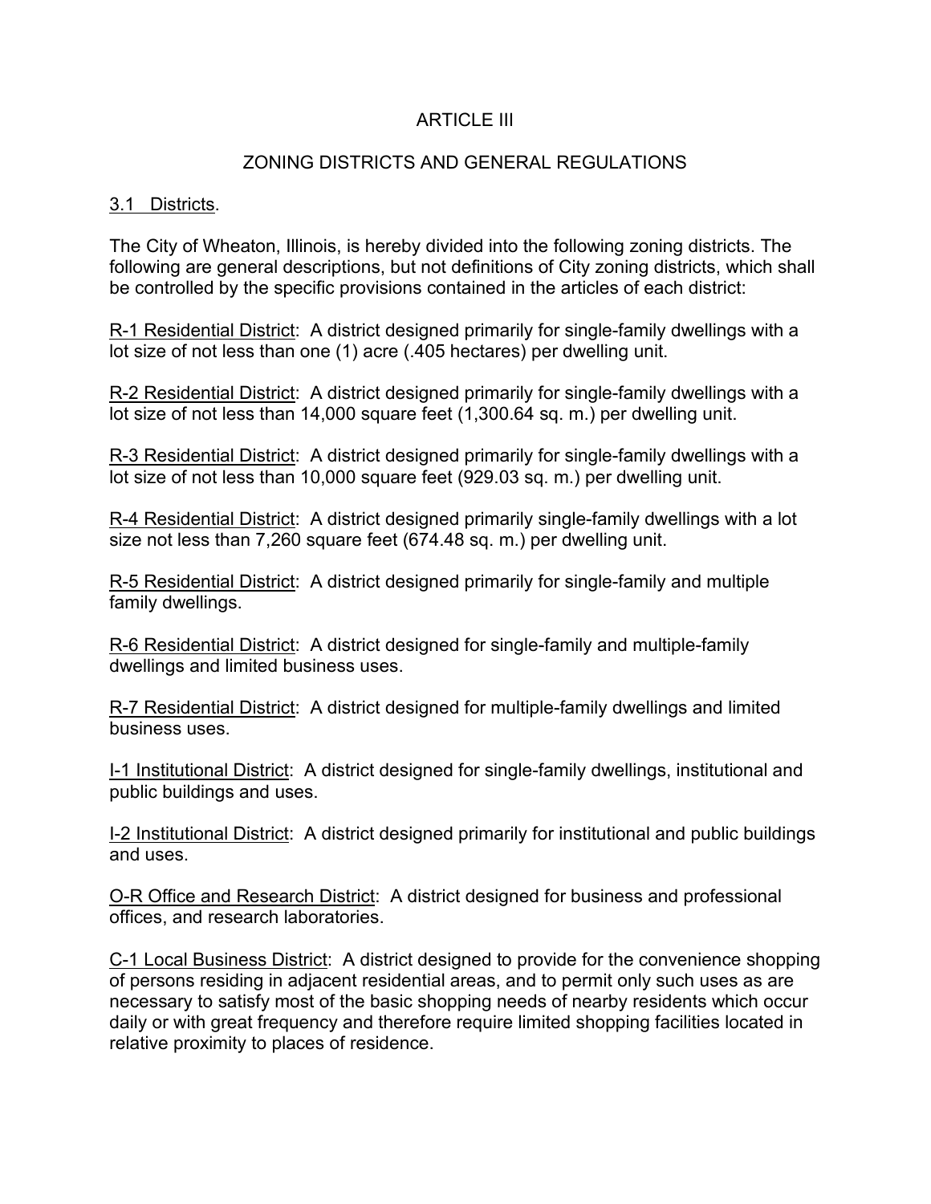# ARTICLE III

## ZONING DISTRICTS AND GENERAL REGULATIONS

### 3.1 Districts.

The City of Wheaton, Illinois, is hereby divided into the following zoning districts. The following are general descriptions, but not definitions of City zoning districts, which shall be controlled by the specific provisions contained in the articles of each district:

R-1 Residential District: A district designed primarily for single-family dwellings with a lot size of not less than one (1) acre (.405 hectares) per dwelling unit.

R-2 Residential District: A district designed primarily for single-family dwellings with a lot size of not less than 14,000 square feet (1,300.64 sq. m.) per dwelling unit.

R-3 Residential District: A district designed primarily for single-family dwellings with a lot size of not less than 10,000 square feet (929.03 sq. m.) per dwelling unit.

R-4 Residential District: A district designed primarily single-family dwellings with a lot size not less than 7,260 square feet (674.48 sq. m.) per dwelling unit.

R-5 Residential District: A district designed primarily for single-family and multiple family dwellings.

R-6 Residential District: A district designed for single-family and multiple-family dwellings and limited business uses.

R-7 Residential District: A district designed for multiple-family dwellings and limited business uses.

I-1 Institutional District: A district designed for single-family dwellings, institutional and public buildings and uses.

I-2 Institutional District: A district designed primarily for institutional and public buildings and uses.

O-R Office and Research District: A district designed for business and professional offices, and research laboratories.

C-1 Local Business District: A district designed to provide for the convenience shopping of persons residing in adjacent residential areas, and to permit only such uses as are necessary to satisfy most of the basic shopping needs of nearby residents which occur daily or with great frequency and therefore require limited shopping facilities located in relative proximity to places of residence.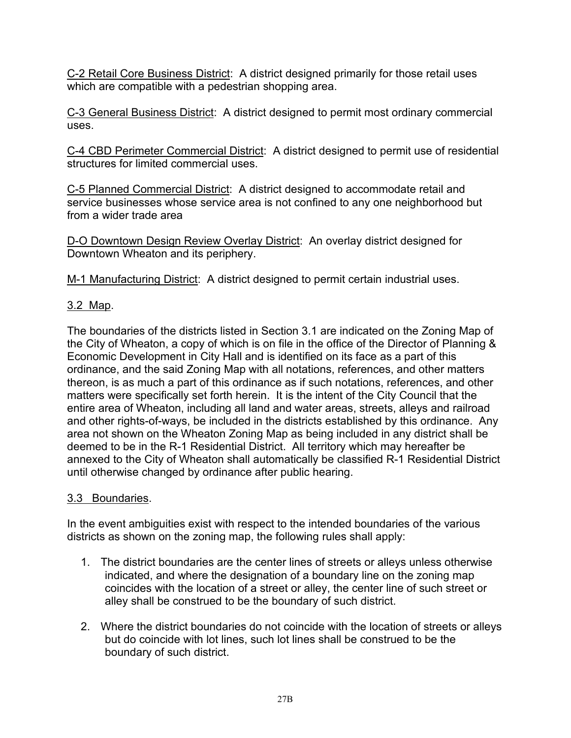C-2 Retail Core Business District: A district designed primarily for those retail uses which are compatible with a pedestrian shopping area.

C-3 General Business District: A district designed to permit most ordinary commercial uses.

C-4 CBD Perimeter Commercial District: A district designed to permit use of residential structures for limited commercial uses.

C-5 Planned Commercial District: A district designed to accommodate retail and service businesses whose service area is not confined to any one neighborhood but from a wider trade area

D-O Downtown Design Review Overlay District: An overlay district designed for Downtown Wheaton and its periphery.

M-1 Manufacturing District: A district designed to permit certain industrial uses.

## 3.2 Map.

The boundaries of the districts listed in Section 3.1 are indicated on the Zoning Map of the City of Wheaton, a copy of which is on file in the office of the Director of Planning & Economic Development in City Hall and is identified on its face as a part of this ordinance, and the said Zoning Map with all notations, references, and other matters thereon, is as much a part of this ordinance as if such notations, references, and other matters were specifically set forth herein. It is the intent of the City Council that the entire area of Wheaton, including all land and water areas, streets, alleys and railroad and other rights-of-ways, be included in the districts established by this ordinance. Any area not shown on the Wheaton Zoning Map as being included in any district shall be deemed to be in the R-1 Residential District. All territory which may hereafter be annexed to the City of Wheaton shall automatically be classified R-1 Residential District until otherwise changed by ordinance after public hearing.

## 3.3 Boundaries.

In the event ambiguities exist with respect to the intended boundaries of the various districts as shown on the zoning map, the following rules shall apply:

1. The district boundaries are the center lines of streets or alleys unless otherwise indicated, and where the designation of a boundary line on the zoning map coincides with the location of a street or alley, the center line of such street or alley shall be construed to be the boundary of such district.

2. Where the district boundaries do not coincide with the location of streets or alleys but do coincide with lot lines, such lot lines shall be construed to be the boundary of such district.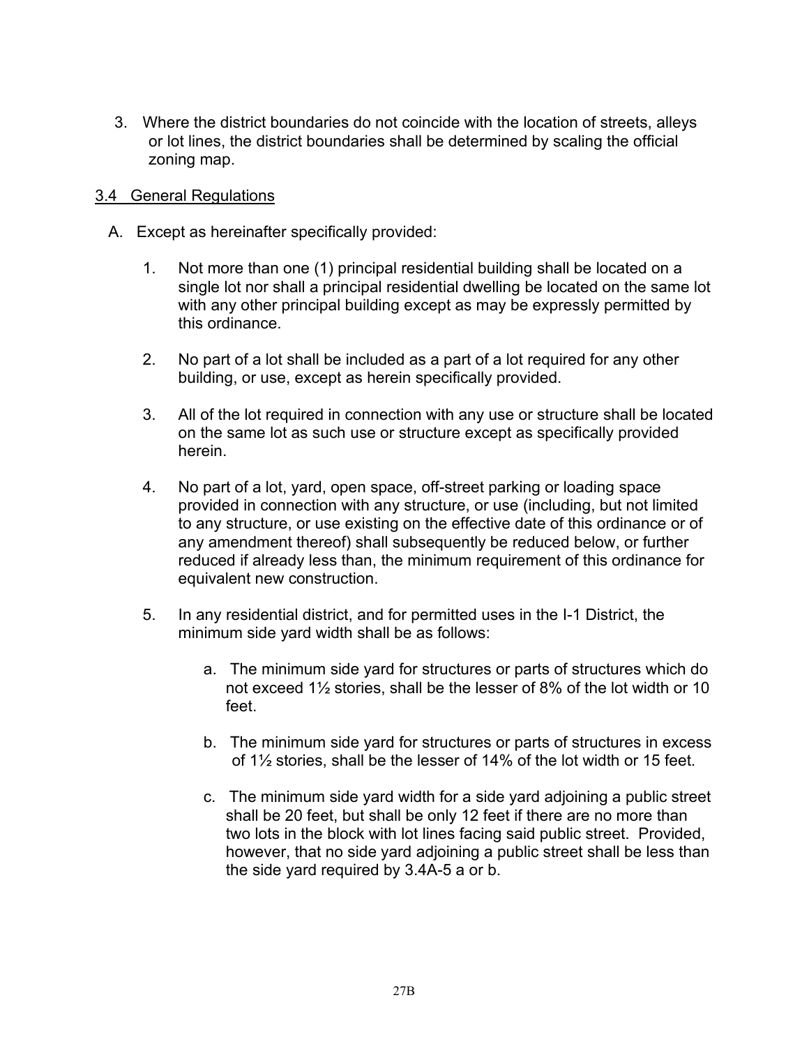3. Where the district boundaries do not coincide with the location of streets, alleys or lot lines, the district boundaries shall be determined by scaling the official zoning map.

## 3.4 General Regulations

A. Except as hereinafter specifically provided:

1. Not more than one (1) principal residential building shall be located on a single lot nor shall a principal residential dwelling be located on the same lot with any other principal building except as may be expressly permitted by this ordinance.

2. No part of a lot shall be included as a part of a lot required for any other building, or use, except as herein specifically provided.

3. All of the lot required in connection with any use or structure shall be located on the same lot as such use or structure except as specifically provided herein.

4. No part of a lot, yard, open space, off-street parking or loading space provided in connection with any structure, or use (including, but not limited to any structure, or use existing on the effective date of this ordinance or of any amendment thereof) shall subsequently be reduced below, or further reduced if already less than, the minimum requirement of this ordinance for equivalent new construction.

5. In any residential district, and for permitted uses in the I-1 District, the minimum side yard width shall be as follows:

   a. The minimum side yard for structures or parts of structures which do not exceed 1½ stories, shall be the lesser of 8% of the lot width or 10 feet.

   b. The minimum side yard for structures or parts of structures in excess of 1½ stories, shall be the lesser of 14% of the lot width or 15 feet.

   c. The minimum side yard width for a side yard adjoining a public street shall be 20 feet, but shall be only 12 feet if there are no more than two lots in the block with lot lines facing said public street. Provided, however, that no side yard adjoining a public street shall be less than the side yard required by 3.4A-5 a or b.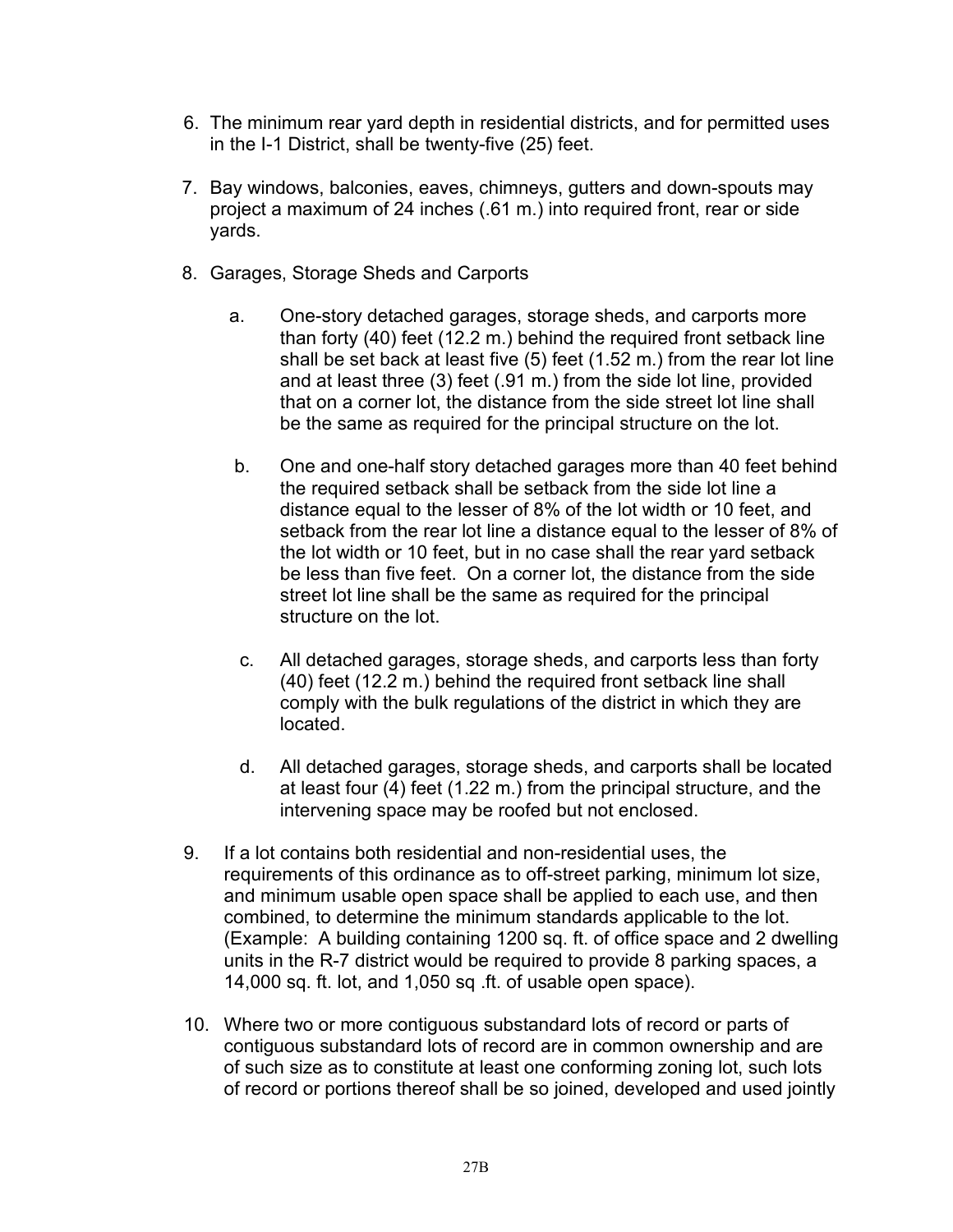6. The minimum rear yard depth in residential districts, and for permitted uses in the I-1 District, shall be twenty-five (25) feet.

7. Bay windows, balconies, eaves, chimneys, gutters and down-spouts may project a maximum of 24 inches (.61 m.) into required front, rear or side yards.

8. Garages, Storage Sheds and Carports

   a. One-story detached garages, storage sheds, and carports more than forty (40) feet (12.2 m.) behind the required front setback line shall be set back at least five (5) feet (1.52 m.) from the rear lot line and at least three (3) feet (.91 m.) from the side lot line, provided that on a corner lot, the distance from the side street lot line shall be the same as required for the principal structure on the lot.

   b. One and one-half story detached garages more than 40 feet behind the required setback shall be setback from the side lot line a distance equal to the lesser of 8% of the lot width or 10 feet, and setback from the rear lot line a distance equal to the lesser of 8% of the lot width or 10 feet, but in no case shall the rear yard setback be less than five feet. On a corner lot, the distance from the side street lot line shall be the same as required for the principal structure on the lot.

   c. All detached garages, storage sheds, and carports less than forty (40) feet (12.2 m.) behind the required front setback line shall comply with the bulk regulations of the district in which they are located.

   d. All detached garages, storage sheds, and carports shall be located at least four (4) feet (1.22 m.) from the principal structure, and the intervening space may be roofed but not enclosed.

9. If a lot contains both residential and non-residential uses, the requirements of this ordinance as to off-street parking, minimum lot size, and minimum usable open space shall be applied to each use, and then combined, to determine the minimum standards applicable to the lot. (Example: A building containing 1200 sq. ft. of office space and 2 dwelling units in the R-7 district would be required to provide 8 parking spaces, a 14,000 sq. ft. lot, and 1,050 sq .ft. of usable open space).

10. Where two or more contiguous substandard lots of record or parts of contiguous substandard lots of record are in common ownership and are of such size as to constitute at least one conforming zoning lot, such lots of record or portions thereof shall be so joined, developed and used jointly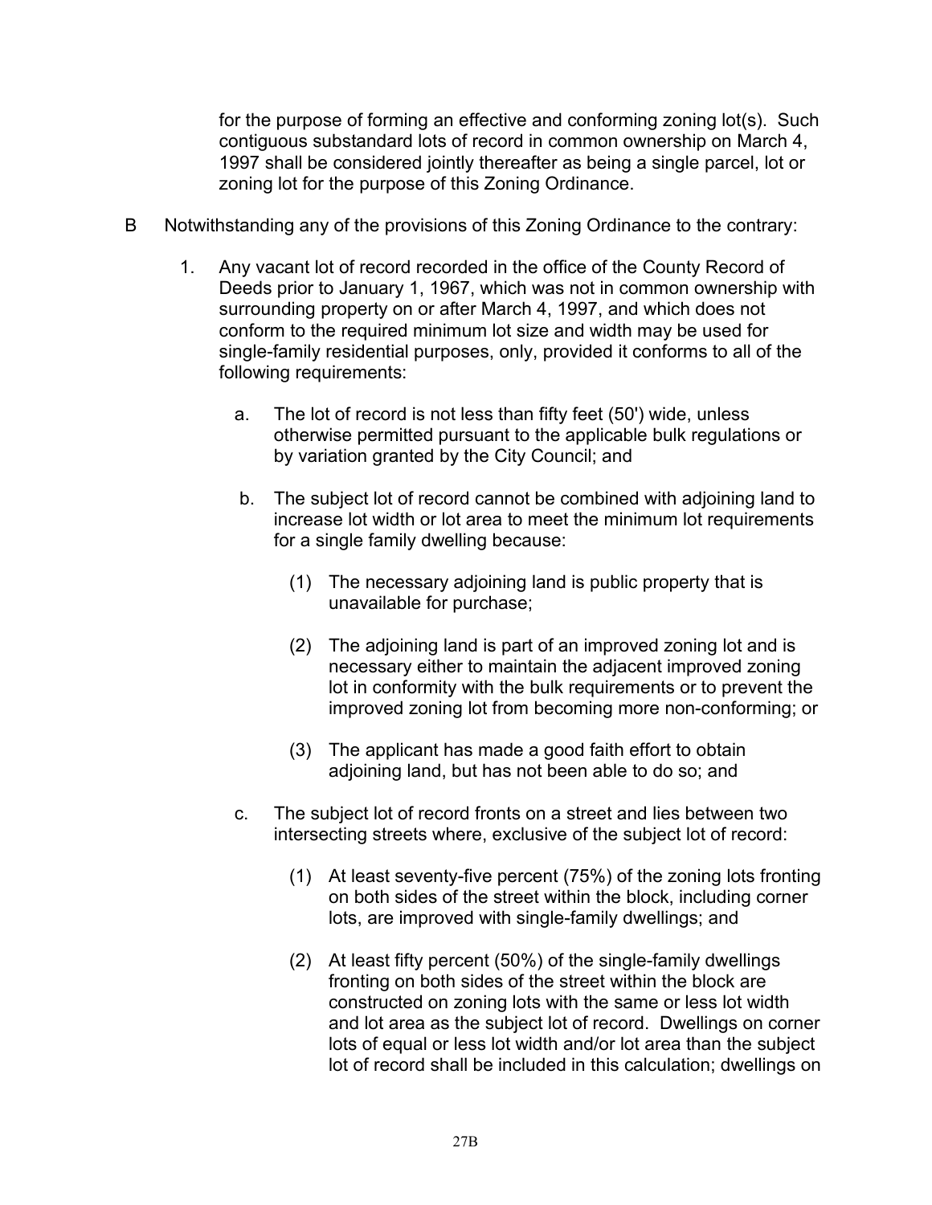for the purpose of forming an effective and conforming zoning lot(s). Such contiguous substandard lots of record in common ownership on March 4, 1997 shall be considered jointly thereafter as being a single parcel, lot or zoning lot for the purpose of this Zoning Ordinance.

B Notwithstanding any of the provisions of this Zoning Ordinance to the contrary:

1. Any vacant lot of record recorded in the office of the County Record of Deeds prior to January 1, 1967, which was not in common ownership with surrounding property on or after March 4, 1997, and which does not conform to the required minimum lot size and width may be used for single-family residential purposes, only, provided it conforms to all of the following requirements:

   a. The lot of record is not less than fifty feet (50') wide, unless otherwise permitted pursuant to the applicable bulk regulations or by variation granted by the City Council; and

   b. The subject lot of record cannot be combined with adjoining land to increase lot width or lot area to meet the minimum lot requirements for a single family dwelling because:

      (1) The necessary adjoining land is public property that is unavailable for purchase;

      (2) The adjoining land is part of an improved zoning lot and is necessary either to maintain the adjacent improved zoning lot in conformity with the bulk requirements or to prevent the improved zoning lot from becoming more non-conforming; or

      (3) The applicant has made a good faith effort to obtain adjoining land, but has not been able to do so; and

   c. The subject lot of record fronts on a street and lies between two intersecting streets where, exclusive of the subject lot of record:

      (1) At least seventy-five percent (75%) of the zoning lots fronting on both sides of the street within the block, including corner lots, are improved with single-family dwellings; and

      (2) At least fifty percent (50%) of the single-family dwellings fronting on both sides of the street within the block are constructed on zoning lots with the same or less lot width and lot area as the subject lot of record. Dwellings on corner lots of equal or less lot width and/or lot area than the subject lot of record shall be included in this calculation; dwellings on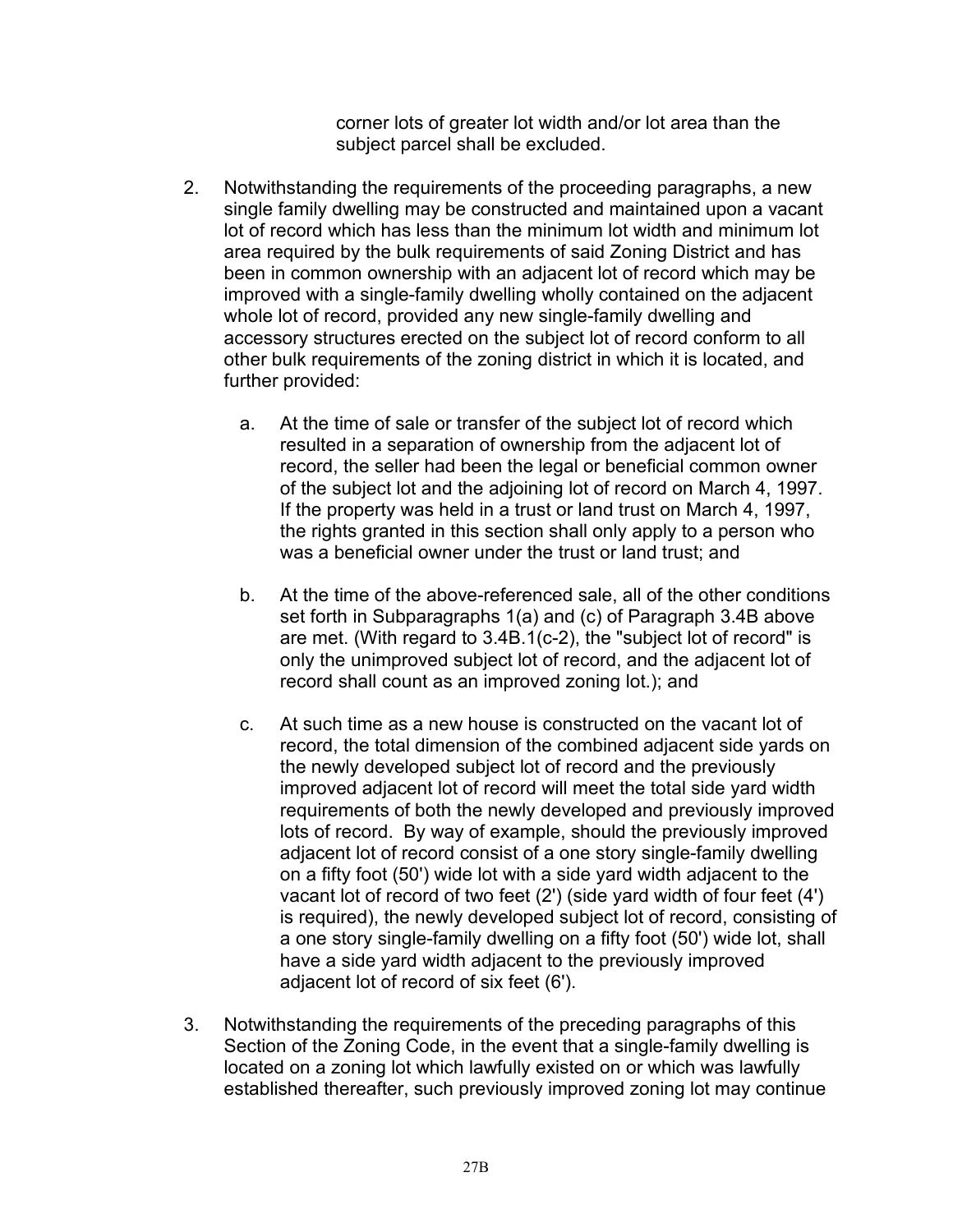corner lots of greater lot width and/or lot area than the subject parcel shall be excluded.

2. Notwithstanding the requirements of the proceeding paragraphs, a new single family dwelling may be constructed and maintained upon a vacant lot of record which has less than the minimum lot width and minimum lot area required by the bulk requirements of said Zoning District and has been in common ownership with an adjacent lot of record which may be improved with a single-family dwelling wholly contained on the adjacent whole lot of record, provided any new single-family dwelling and accessory structures erected on the subject lot of record conform to all other bulk requirements of the zoning district in which it is located, and further provided:

   a. At the time of sale or transfer of the subject lot of record which resulted in a separation of ownership from the adjacent lot of record, the seller had been the legal or beneficial common owner of the subject lot and the adjoining lot of record on March 4, 1997. If the property was held in a trust or land trust on March 4, 1997, the rights granted in this section shall only apply to a person who was a beneficial owner under the trust or land trust; and

   b. At the time of the above-referenced sale, all of the other conditions set forth in Subparagraphs 1(a) and (c) of Paragraph 3.4B above are met. (With regard to 3.4B.1(c-2), the "subject lot of record" is only the unimproved subject lot of record, and the adjacent lot of record shall count as an improved zoning lot.); and

   c. At such time as a new house is constructed on the vacant lot of record, the total dimension of the combined adjacent side yards on the newly developed subject lot of record and the previously improved adjacent lot of record will meet the total side yard width requirements of both the newly developed and previously improved lots of record. By way of example, should the previously improved adjacent lot of record consist of a one story single-family dwelling on a fifty foot (50') wide lot with a side yard width adjacent to the vacant lot of record of two feet (2') (side yard width of four feet (4') is required), the newly developed subject lot of record, consisting of a one story single-family dwelling on a fifty foot (50') wide lot, shall have a side yard width adjacent to the previously improved adjacent lot of record of six feet (6').

3. Notwithstanding the requirements of the preceding paragraphs of this Section of the Zoning Code, in the event that a single-family dwelling is located on a zoning lot which lawfully existed on or which was lawfully established thereafter, such previously improved zoning lot may continue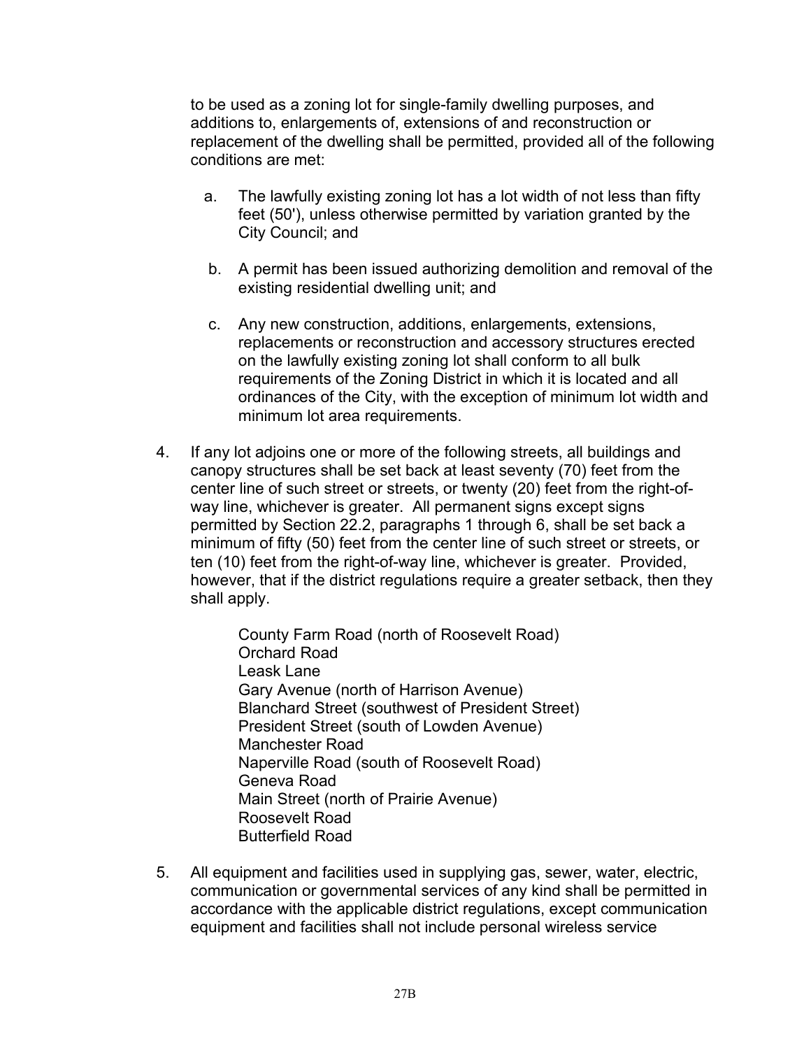to be used as a zoning lot for single-family dwelling purposes, and additions to, enlargements of, extensions of and reconstruction or replacement of the dwelling shall be permitted, provided all of the following conditions are met:

   a. The lawfully existing zoning lot has a lot width of not less than fifty feet (50'), unless otherwise permitted by variation granted by the City Council; and

   b. A permit has been issued authorizing demolition and removal of the existing residential dwelling unit; and

   c. Any new construction, additions, enlargements, extensions, replacements or reconstruction and accessory structures erected on the lawfully existing zoning lot shall conform to all bulk requirements of the Zoning District in which it is located and all ordinances of the City, with the exception of minimum lot width and minimum lot area requirements.

4. If any lot adjoins one or more of the following streets, all buildings and canopy structures shall be set back at least seventy (70) feet from the center line of such street or streets, or twenty (20) feet from the right-of-way line, whichever is greater. All permanent signs except signs permitted by Section 22.2, paragraphs 1 through 6, shall be set back a minimum of fifty (50) feet from the center line of such street or streets, or ten (10) feet from the right-of-way line, whichever is greater. Provided, however, that if the district regulations require a greater setback, then they shall apply.

   County Farm Road (north of Roosevelt Road)
   Orchard Road
   Leask Lane
   Gary Avenue (north of Harrison Avenue)
   Blanchard Street (southwest of President Street)
   President Street (south of Lowden Avenue)
   Manchester Road
   Naperville Road (south of Roosevelt Road)
   Geneva Road
   Main Street (north of Prairie Avenue)
   Roosevelt Road
   Butterfield Road

5. All equipment and facilities used in supplying gas, sewer, water, electric, communication or governmental services of any kind shall be permitted in accordance with the applicable district regulations, except communication equipment and facilities shall not include personal wireless service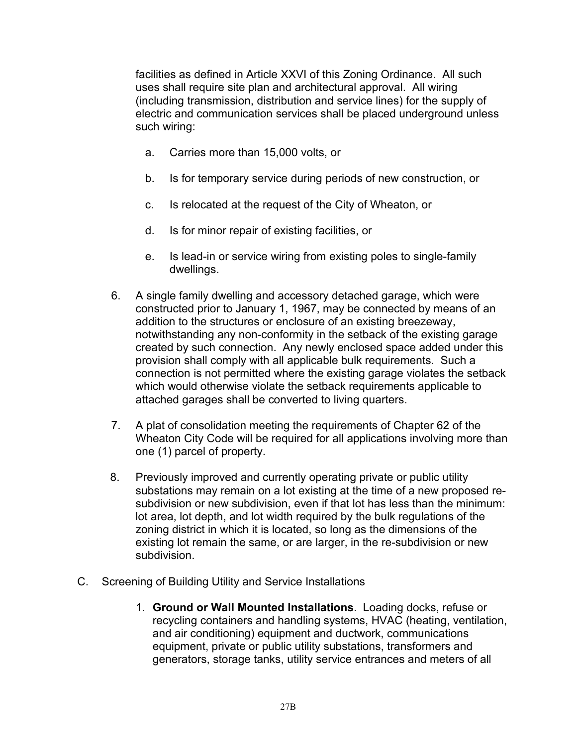facilities as defined in Article XXVI of this Zoning Ordinance. All such uses shall require site plan and architectural approval. All wiring (including transmission, distribution and service lines) for the supply of electric and communication services shall be placed underground unless such wiring:

a. Carries more than 15,000 volts, or

b. Is for temporary service during periods of new construction, or

c. Is relocated at the request of the City of Wheaton, or

d. Is for minor repair of existing facilities, or

e. Is lead-in or service wiring from existing poles to single-family dwellings.

6. A single family dwelling and accessory detached garage, which were constructed prior to January 1, 1967, may be connected by means of an addition to the structures or enclosure of an existing breezeway, notwithstanding any non-conformity in the setback of the existing garage created by such connection. Any newly enclosed space added under this provision shall comply with all applicable bulk requirements. Such a connection is not permitted where the existing garage violates the setback which would otherwise violate the setback requirements applicable to attached garages shall be converted to living quarters.

7. A plat of consolidation meeting the requirements of Chapter 62 of the Wheaton City Code will be required for all applications involving more than one (1) parcel of property.

8. Previously improved and currently operating private or public utility substations may remain on a lot existing at the time of a new proposed re-subdivision or new subdivision, even if that lot has less than the minimum: lot area, lot depth, and lot width required by the bulk regulations of the zoning district in which it is located, so long as the dimensions of the existing lot remain the same, or are larger, in the re-subdivision or new subdivision.

C. Screening of Building Utility and Service Installations

1. **Ground or Wall Mounted Installations**. Loading docks, refuse or recycling containers and handling systems, HVAC (heating, ventilation, and air conditioning) equipment and ductwork, communications equipment, private or public utility substations, transformers and generators, storage tanks, utility service entrances and meters of all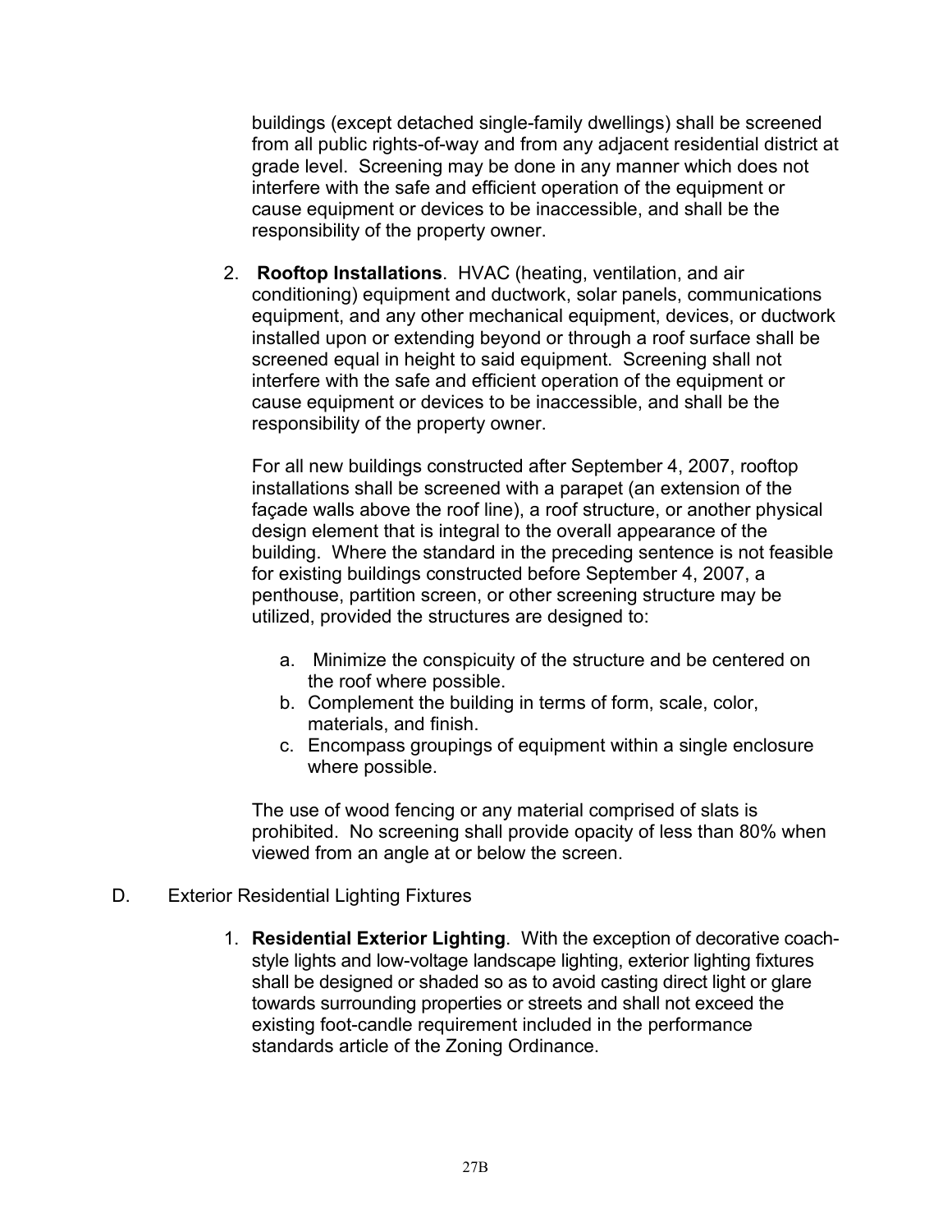buildings (except detached single-family dwellings) shall be screened from all public rights-of-way and from any adjacent residential district at grade level. Screening may be done in any manner which does not interfere with the safe and efficient operation of the equipment or cause equipment or devices to be inaccessible, and shall be the responsibility of the property owner.

2. **Rooftop Installations**. HVAC (heating, ventilation, and air conditioning) equipment and ductwork, solar panels, communications equipment, and any other mechanical equipment, devices, or ductwork installed upon or extending beyond or through a roof surface shall be screened equal in height to said equipment. Screening shall not interfere with the safe and efficient operation of the equipment or cause equipment or devices to be inaccessible, and shall be the responsibility of the property owner.

   For all new buildings constructed after September 4, 2007, rooftop installations shall be screened with a parapet (an extension of the façade walls above the roof line), a roof structure, or another physical design element that is integral to the overall appearance of the building. Where the standard in the preceding sentence is not feasible for existing buildings constructed before September 4, 2007, a penthouse, partition screen, or other screening structure may be utilized, provided the structures are designed to:

   a. Minimize the conspicuity of the structure and be centered on the roof where possible.
   b. Complement the building in terms of form, scale, color, materials, and finish.
   c. Encompass groupings of equipment within a single enclosure where possible.

   The use of wood fencing or any material comprised of slats is prohibited. No screening shall provide opacity of less than 80% when viewed from an angle at or below the screen.

D. Exterior Residential Lighting Fixtures

1. **Residential Exterior Lighting**. With the exception of decorative coach-style lights and low-voltage landscape lighting, exterior lighting fixtures shall be designed or shaded so as to avoid casting direct light or glare towards surrounding properties or streets and shall not exceed the existing foot-candle requirement included in the performance standards article of the Zoning Ordinance.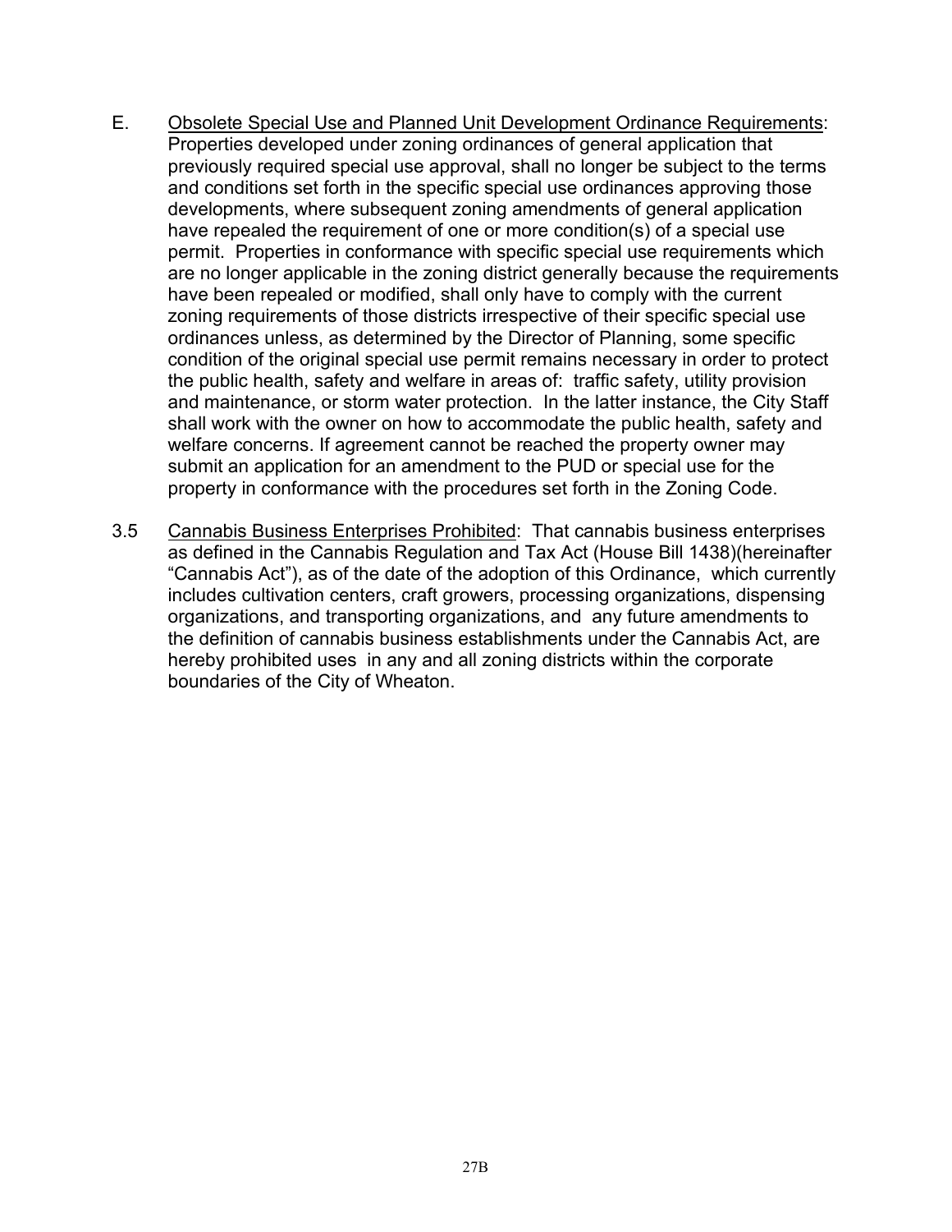E. Obsolete Special Use and Planned Unit Development Ordinance Requirements: Properties developed under zoning ordinances of general application that previously required special use approval, shall no longer be subject to the terms and conditions set forth in the specific special use ordinances approving those developments, where subsequent zoning amendments of general application have repealed the requirement of one or more condition(s) of a special use permit. Properties in conformance with specific special use requirements which are no longer applicable in the zoning district generally because the requirements have been repealed or modified, shall only have to comply with the current zoning requirements of those districts irrespective of their specific special use ordinances unless, as determined by the Director of Planning, some specific condition of the original special use permit remains necessary in order to protect the public health, safety and welfare in areas of: traffic safety, utility provision and maintenance, or storm water protection. In the latter instance, the City Staff shall work with the owner on how to accommodate the public health, safety and welfare concerns. If agreement cannot be reached the property owner may submit an application for an amendment to the PUD or special use for the property in conformance with the procedures set forth in the Zoning Code.

3.5 Cannabis Business Enterprises Prohibited: That cannabis business enterprises as defined in the Cannabis Regulation and Tax Act (House Bill 1438)(hereinafter "Cannabis Act"), as of the date of the adoption of this Ordinance, which currently includes cultivation centers, craft growers, processing organizations, dispensing organizations, and transporting organizations, and any future amendments to the definition of cannabis business establishments under the Cannabis Act, are hereby prohibited uses in any and all zoning districts within the corporate boundaries of the City of Wheaton.